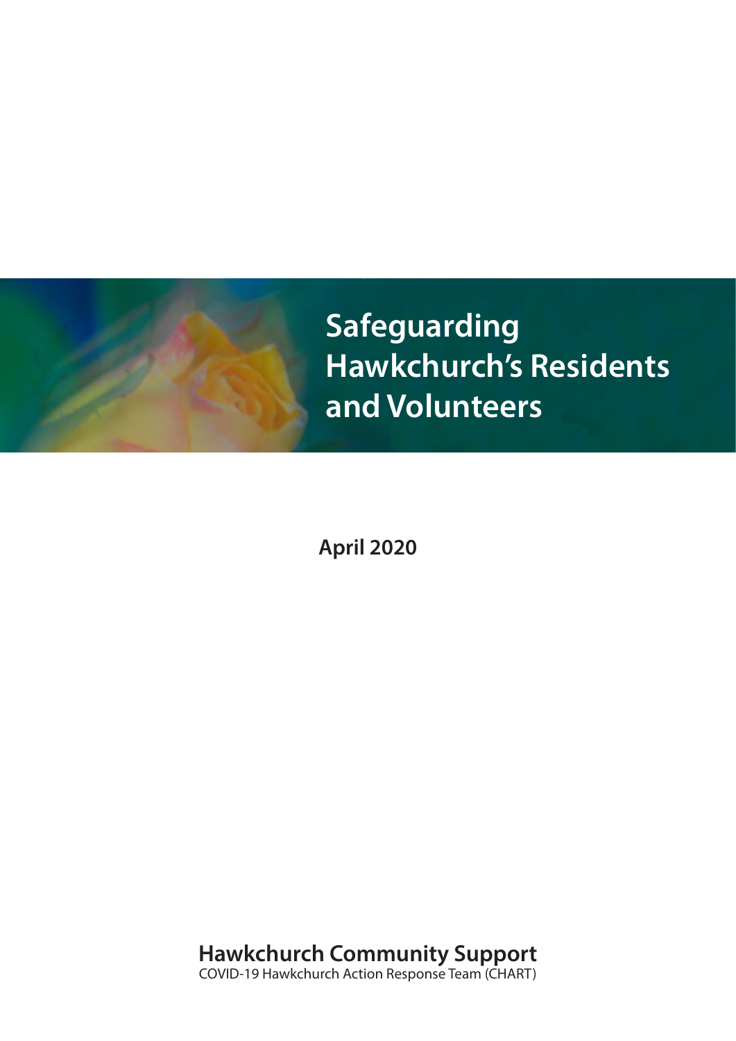# Safeguarding Hawkchurch's Residents and Volunteers

**April 2020**

**Hawkchurch Community Support**

COVID-19 Hawkchurch Action Response Team (CHART)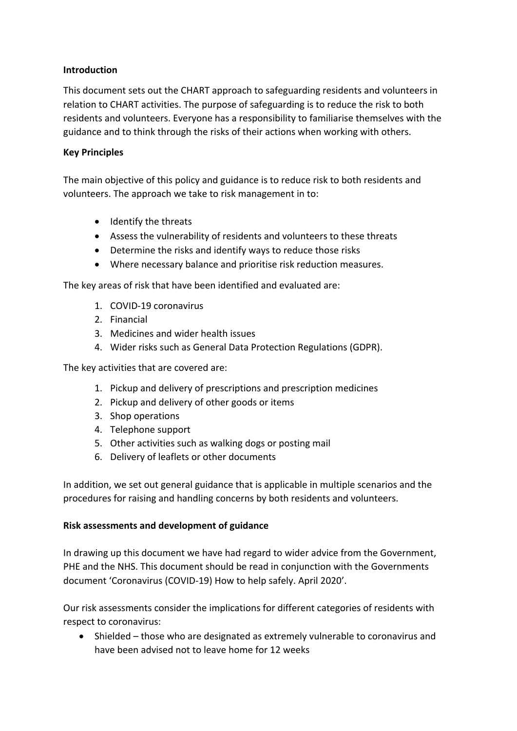**Introduction**

This document sets out the CHART approach to safeguarding residents and volunteers in relation to CHART activities. The purpose of safeguarding is to reduce the risk to both residents and volunteers. Everyone has a responsibility to familiarise themselves with the guidance and to think through the risks of their actions when working with others.

**Key Principles**

The main objective of this policy and guidance is to reduce risk to both residents and volunteers. The approach we take to risk management in to:

- Identify the threats
- Assess the vulnerability of residents and volunteers to these threats
- Determine the risks and identify ways to reduce those risks
- Where necessary balance and prioritise risk reduction measures.

The key areas of risk that have been identified and evaluated are:

1. COVID-19 coronavirus
2. Financial
3. Medicines and wider health issues
4. Wider risks such as General Data Protection Regulations (GDPR).

The key activities that are covered are:

1. Pickup and delivery of prescriptions and prescription medicines
2. Pickup and delivery of other goods or items
3. Shop operations
4. Telephone support
5. Other activities such as walking dogs or posting mail
6. Delivery of leaflets or other documents

In addition, we set out general guidance that is applicable in multiple scenarios and the procedures for raising and handling concerns by both residents and volunteers.

**Risk assessments and development of guidance**

In drawing up this document we have had regard to wider advice from the Government, PHE and the NHS. This document should be read in conjunction with the Governments document 'Coronavirus (COVID-19) How to help safely. April 2020'.

Our risk assessments consider the implications for different categories of residents with respect to coronavirus:

- Shielded – those who are designated as extremely vulnerable to coronavirus and have been advised not to leave home for 12 weeks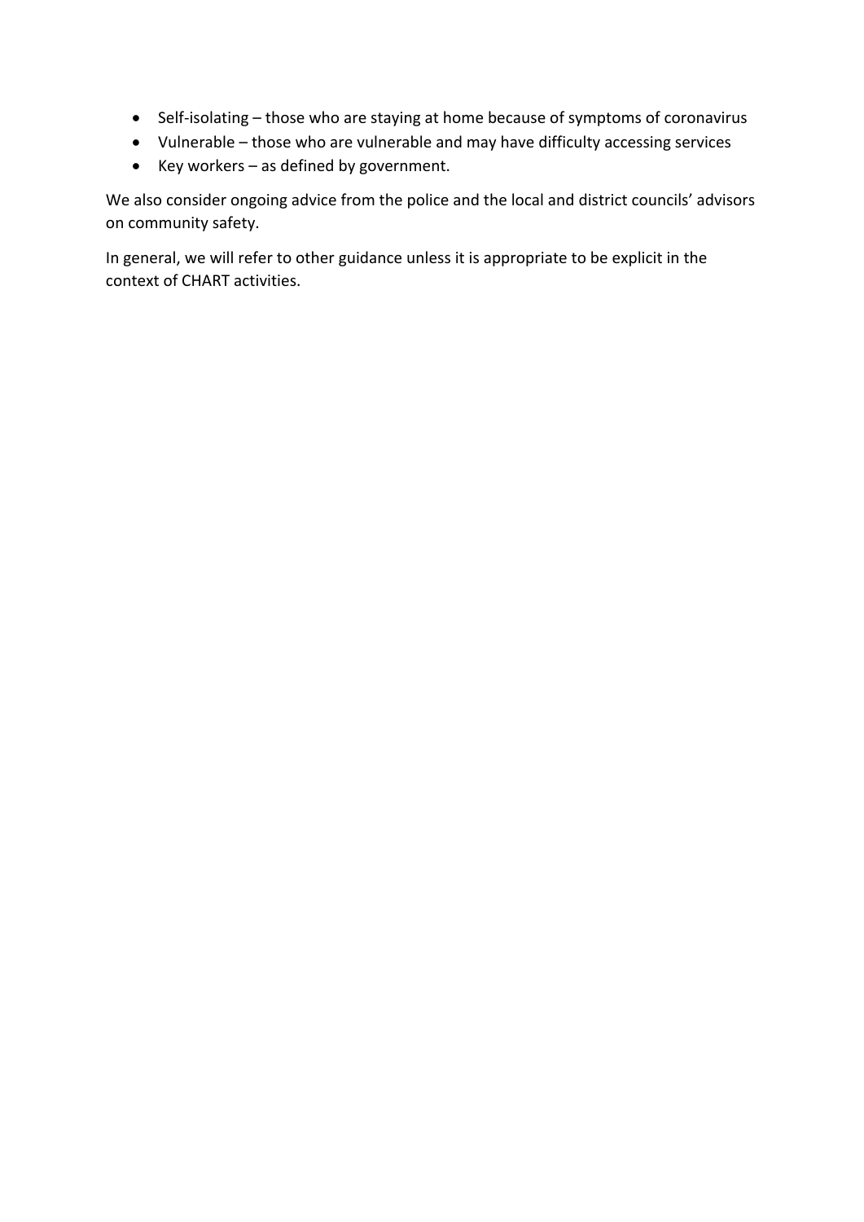- Self-isolating – those who are staying at home because of symptoms of coronavirus
- Vulnerable – those who are vulnerable and may have difficulty accessing services
- Key workers – as defined by government.

We also consider ongoing advice from the police and the local and district councils' advisors on community safety.

In general, we will refer to other guidance unless it is appropriate to be explicit in the context of CHART activities.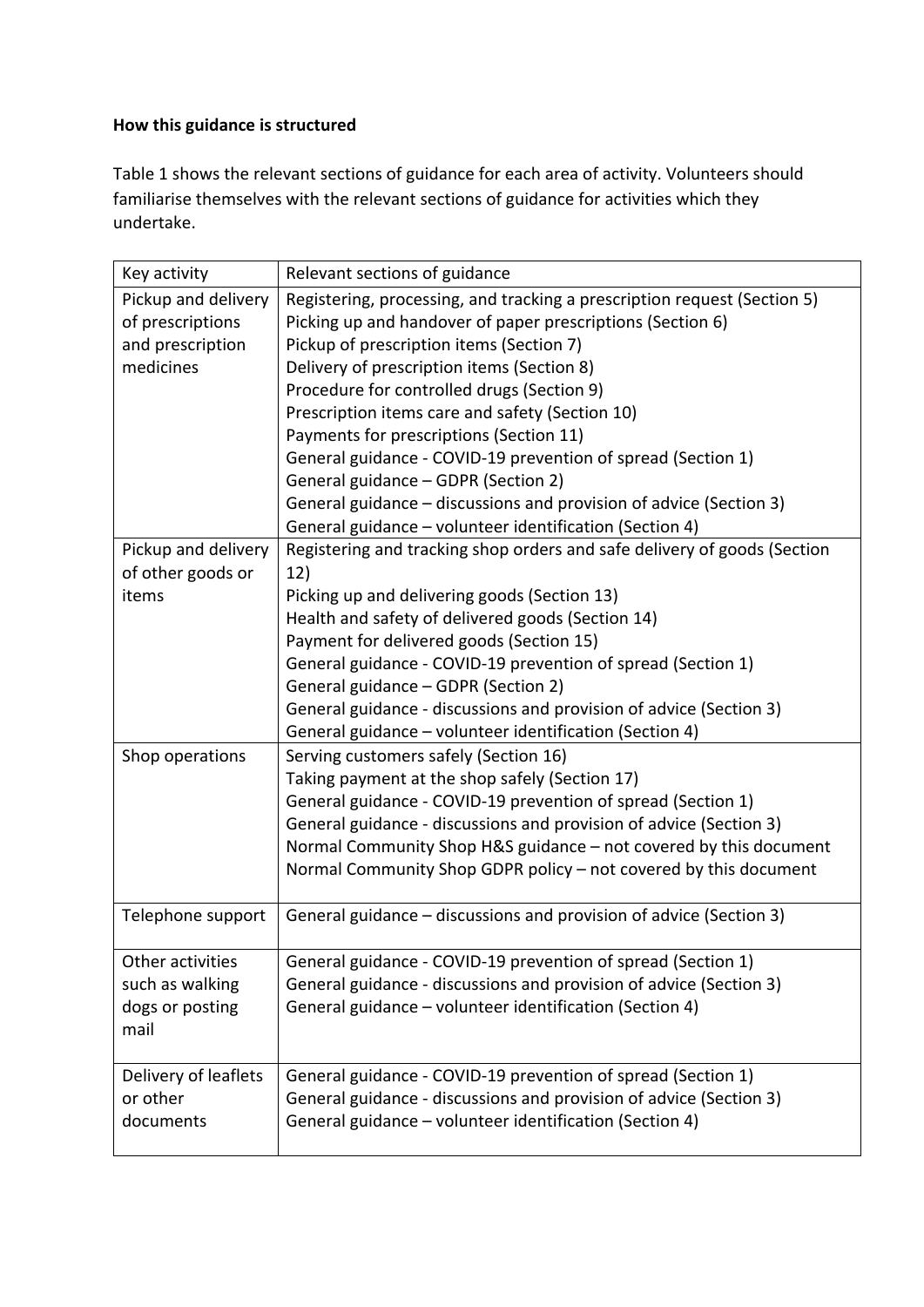**How this guidance is structured**

Table 1 shows the relevant sections of guidance for each area of activity. Volunteers should familiarise themselves with the relevant sections of guidance for activities which they undertake.

| Key activity | Relevant sections of guidance |
| --- | --- |
| Pickup and delivery of prescriptions and prescription medicines | Registering, processing, and tracking a prescription request (Section 5)<br>Picking up and handover of paper prescriptions (Section 6)<br>Pickup of prescription items (Section 7)<br>Delivery of prescription items (Section 8)<br>Procedure for controlled drugs (Section 9)<br>Prescription items care and safety (Section 10)<br>Payments for prescriptions (Section 11)<br>General guidance - COVID-19 prevention of spread (Section 1)<br>General guidance – GDPR (Section 2)<br>General guidance – discussions and provision of advice (Section 3)<br>General guidance – volunteer identification (Section 4) |
| Pickup and delivery of other goods or items | Registering and tracking shop orders and safe delivery of goods (Section 12)<br>Picking up and delivering goods (Section 13)<br>Health and safety of delivered goods (Section 14)<br>Payment for delivered goods (Section 15)<br>General guidance - COVID-19 prevention of spread (Section 1)<br>General guidance – GDPR (Section 2)<br>General guidance - discussions and provision of advice (Section 3)<br>General guidance – volunteer identification (Section 4) |
| Shop operations | Serving customers safely (Section 16)<br>Taking payment at the shop safely (Section 17)<br>General guidance - COVID-19 prevention of spread (Section 1)<br>General guidance - discussions and provision of advice (Section 3)<br>Normal Community Shop H&S guidance – not covered by this document<br>Normal Community Shop GDPR policy – not covered by this document |
| Telephone support | General guidance – discussions and provision of advice (Section 3) |
| Other activities such as walking dogs or posting mail | General guidance - COVID-19 prevention of spread (Section 1)<br>General guidance - discussions and provision of advice (Section 3)<br>General guidance – volunteer identification (Section 4) |
| Delivery of leaflets or other documents | General guidance - COVID-19 prevention of spread (Section 1)<br>General guidance - discussions and provision of advice (Section 3)<br>General guidance – volunteer identification (Section 4) |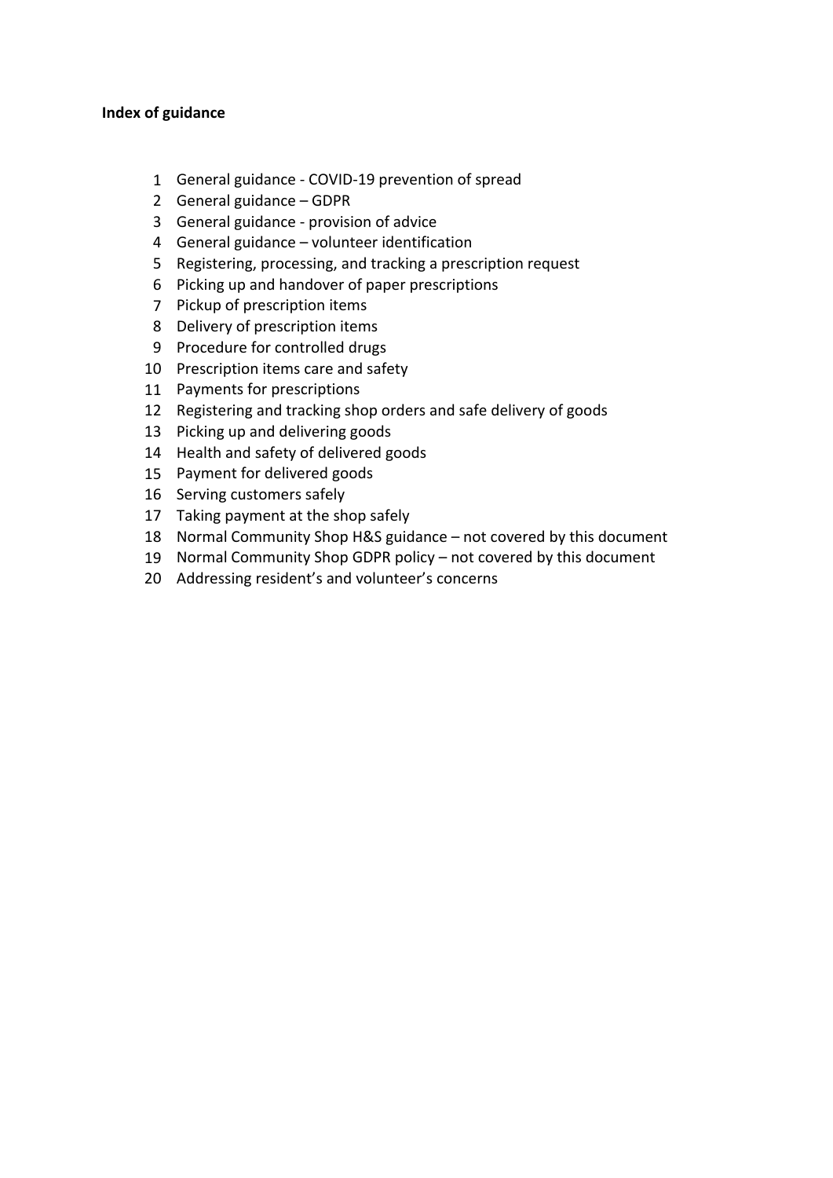**Index of guidance**

1. General guidance - COVID-19 prevention of spread
2. General guidance – GDPR
3. General guidance - provision of advice
4. General guidance – volunteer identification
5. Registering, processing, and tracking a prescription request
6. Picking up and handover of paper prescriptions
7. Pickup of prescription items
8. Delivery of prescription items
9. Procedure for controlled drugs
10. Prescription items care and safety
11. Payments for prescriptions
12. Registering and tracking shop orders and safe delivery of goods
13. Picking up and delivering goods
14. Health and safety of delivered goods
15. Payment for delivered goods
16. Serving customers safely
17. Taking payment at the shop safely
18. Normal Community Shop H&S guidance – not covered by this document
19. Normal Community Shop GDPR policy – not covered by this document
20. Addressing resident's and volunteer's concerns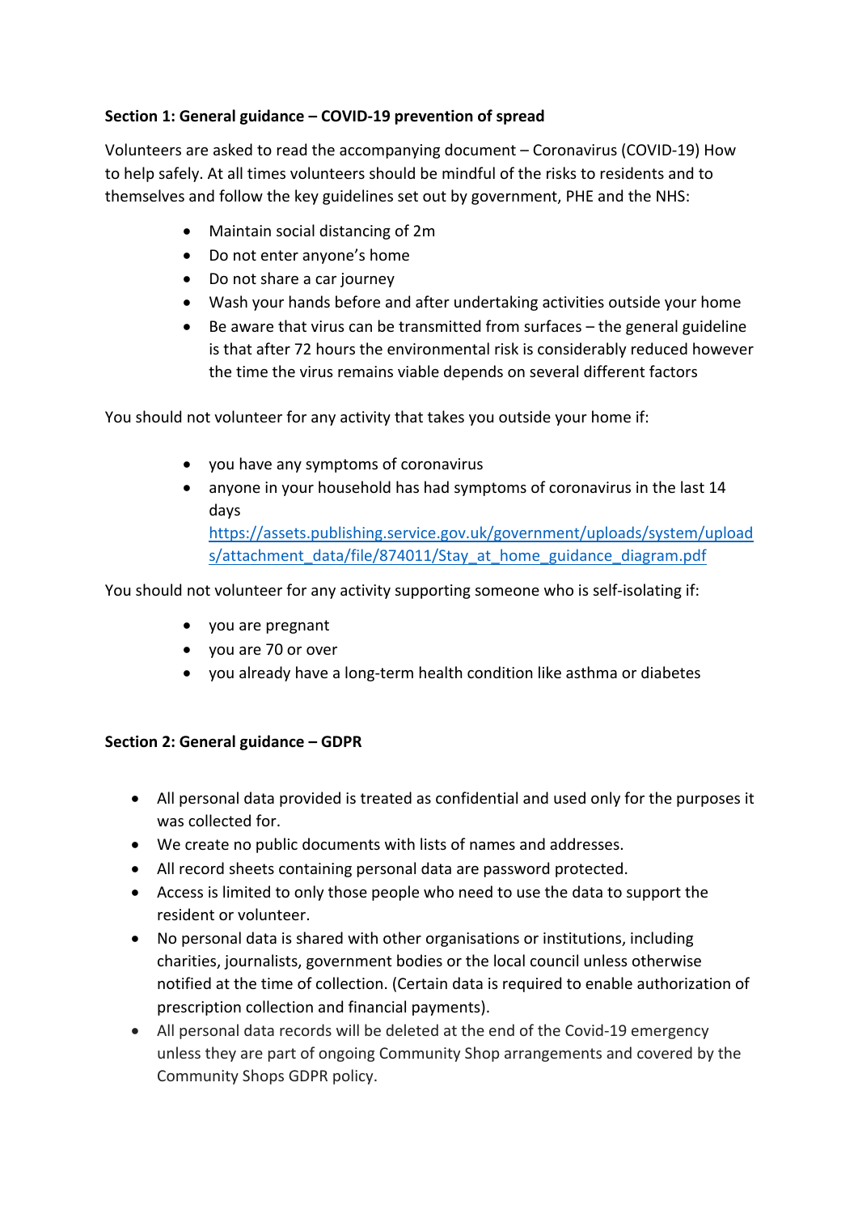**Section 1: General guidance – COVID-19 prevention of spread**

Volunteers are asked to read the accompanying document – Coronavirus (COVID-19) How to help safely. At all times volunteers should be mindful of the risks to residents and to themselves and follow the key guidelines set out by government, PHE and the NHS:

- Maintain social distancing of 2m
- Do not enter anyone's home
- Do not share a car journey
- Wash your hands before and after undertaking activities outside your home
- Be aware that virus can be transmitted from surfaces – the general guideline is that after 72 hours the environmental risk is considerably reduced however the time the virus remains viable depends on several different factors

You should not volunteer for any activity that takes you outside your home if:

- you have any symptoms of coronavirus
- anyone in your household has had symptoms of coronavirus in the last 14 days [https://assets.publishing.service.gov.uk/government/uploads/system/uploads/attachment_data/file/874011/Stay_at_home_guidance_diagram.pdf](https://assets.publishing.service.gov.uk/government/uploads/system/uploads/attachment_data/file/874011/Stay_at_home_guidance_diagram.pdf)

You should not volunteer for any activity supporting someone who is self-isolating if:

- you are pregnant
- you are 70 or over
- you already have a long-term health condition like asthma or diabetes

**Section 2: General guidance – GDPR**

- All personal data provided is treated as confidential and used only for the purposes it was collected for.
- We create no public documents with lists of names and addresses.
- All record sheets containing personal data are password protected.
- Access is limited to only those people who need to use the data to support the resident or volunteer.
- No personal data is shared with other organisations or institutions, including charities, journalists, government bodies or the local council unless otherwise notified at the time of collection. (Certain data is required to enable authorization of prescription collection and financial payments).
- All personal data records will be deleted at the end of the Covid-19 emergency unless they are part of ongoing Community Shop arrangements and covered by the Community Shops GDPR policy.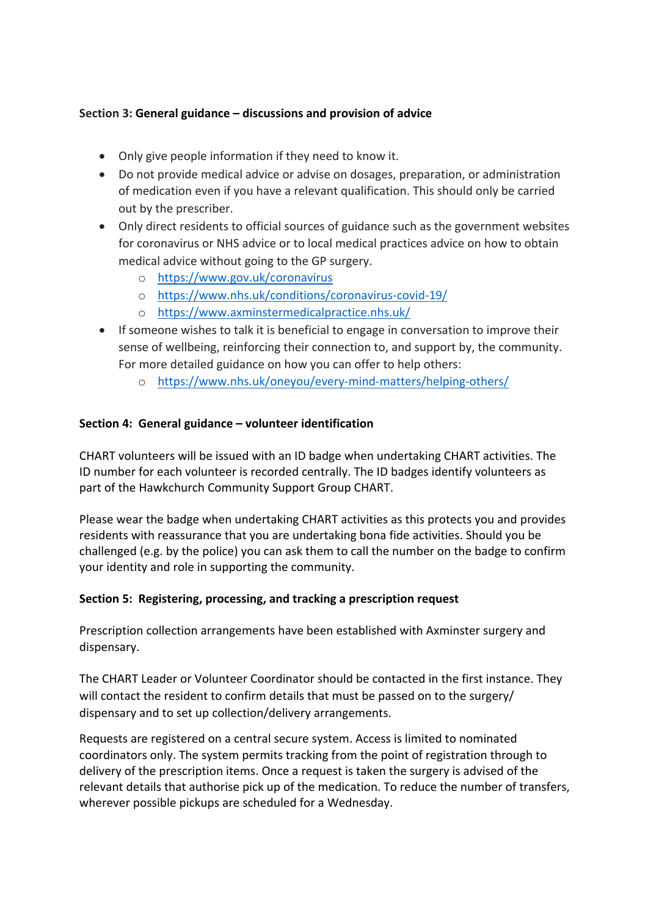### Section 3: **General guidance – discussions and provision of advice**

- Only give people information if they need to know it.
- Do not provide medical advice or advise on dosages, preparation, or administration of medication even if you have a relevant qualification. This should only be carried out by the prescriber.
- Only direct residents to official sources of guidance such as the government websites for coronavirus or NHS advice or to local medical practices advice on how to obtain medical advice without going to the GP surgery.
  - https://www.gov.uk/coronavirus
  - https://www.nhs.uk/conditions/coronavirus-covid-19/
  - https://www.axminstermedicalpractice.nhs.uk/
- If someone wishes to talk it is beneficial to engage in conversation to improve their sense of wellbeing, reinforcing their connection to, and support by, the community. For more detailed guidance on how you can offer to help others:
  - https://www.nhs.uk/oneyou/every-mind-matters/helping-others/

### Section 4: General guidance – volunteer identification

CHART volunteers will be issued with an ID badge when undertaking CHART activities. The ID number for each volunteer is recorded centrally. The ID badges identify volunteers as part of the Hawkchurch Community Support Group CHART.

Please wear the badge when undertaking CHART activities as this protects you and provides residents with reassurance that you are undertaking bona fide activities. Should you be challenged (e.g. by the police) you can ask them to call the number on the badge to confirm your identity and role in supporting the community.

### Section 5: Registering, processing, and tracking a prescription request

Prescription collection arrangements have been established with Axminster surgery and dispensary.

The CHART Leader or Volunteer Coordinator should be contacted in the first instance. They will contact the resident to confirm details that must be passed on to the surgery/ dispensary and to set up collection/delivery arrangements.

Requests are registered on a central secure system. Access is limited to nominated coordinators only. The system permits tracking from the point of registration through to delivery of the prescription items. Once a request is taken the surgery is advised of the relevant details that authorise pick up of the medication. To reduce the number of transfers, wherever possible pickups are scheduled for a Wednesday.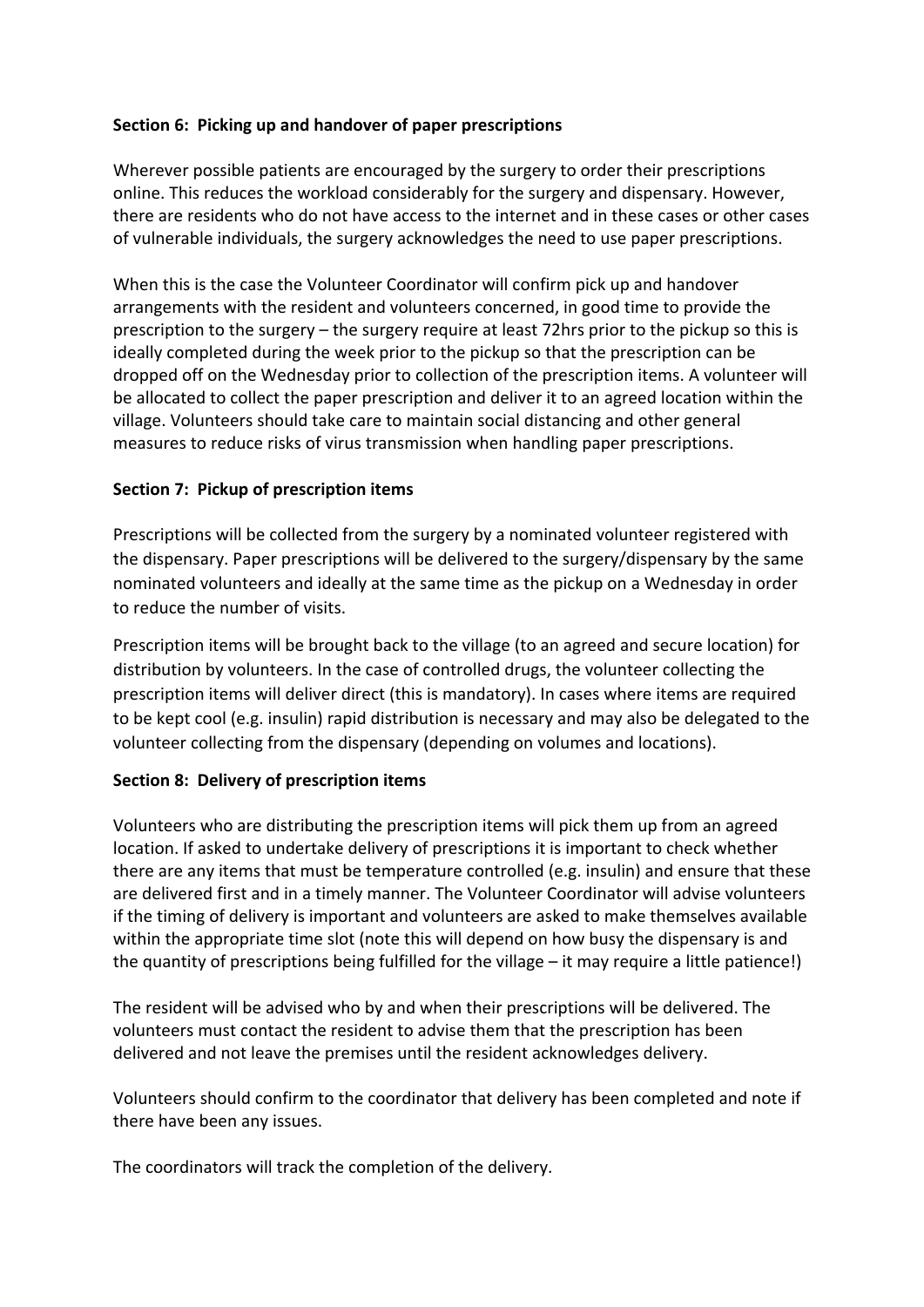**Section 6: Picking up and handover of paper prescriptions**

Wherever possible patients are encouraged by the surgery to order their prescriptions online. This reduces the workload considerably for the surgery and dispensary. However, there are residents who do not have access to the internet and in these cases or other cases of vulnerable individuals, the surgery acknowledges the need to use paper prescriptions.

When this is the case the Volunteer Coordinator will confirm pick up and handover arrangements with the resident and volunteers concerned, in good time to provide the prescription to the surgery – the surgery require at least 72hrs prior to the pickup so this is ideally completed during the week prior to the pickup so that the prescription can be dropped off on the Wednesday prior to collection of the prescription items. A volunteer will be allocated to collect the paper prescription and deliver it to an agreed location within the village. Volunteers should take care to maintain social distancing and other general measures to reduce risks of virus transmission when handling paper prescriptions.

**Section 7: Pickup of prescription items**

Prescriptions will be collected from the surgery by a nominated volunteer registered with the dispensary. Paper prescriptions will be delivered to the surgery/dispensary by the same nominated volunteers and ideally at the same time as the pickup on a Wednesday in order to reduce the number of visits.

Prescription items will be brought back to the village (to an agreed and secure location) for distribution by volunteers. In the case of controlled drugs, the volunteer collecting the prescription items will deliver direct (this is mandatory). In cases where items are required to be kept cool (e.g. insulin) rapid distribution is necessary and may also be delegated to the volunteer collecting from the dispensary (depending on volumes and locations).

**Section 8: Delivery of prescription items**

Volunteers who are distributing the prescription items will pick them up from an agreed location. If asked to undertake delivery of prescriptions it is important to check whether there are any items that must be temperature controlled (e.g. insulin) and ensure that these are delivered first and in a timely manner. The Volunteer Coordinator will advise volunteers if the timing of delivery is important and volunteers are asked to make themselves available within the appropriate time slot (note this will depend on how busy the dispensary is and the quantity of prescriptions being fulfilled for the village – it may require a little patience!)

The resident will be advised who by and when their prescriptions will be delivered. The volunteers must contact the resident to advise them that the prescription has been delivered and not leave the premises until the resident acknowledges delivery.

Volunteers should confirm to the coordinator that delivery has been completed and note if there have been any issues.

The coordinators will track the completion of the delivery.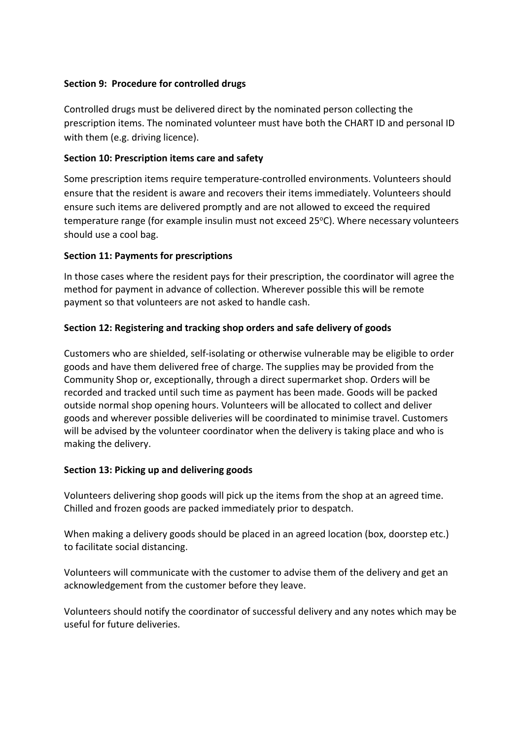**Section 9: Procedure for controlled drugs**

Controlled drugs must be delivered direct by the nominated person collecting the prescription items. The nominated volunteer must have both the CHART ID and personal ID with them (e.g. driving licence).

**Section 10: Prescription items care and safety**

Some prescription items require temperature-controlled environments. Volunteers should ensure that the resident is aware and recovers their items immediately. Volunteers should ensure such items are delivered promptly and are not allowed to exceed the required temperature range (for example insulin must not exceed 25$^{o}$C). Where necessary volunteers should use a cool bag.

**Section 11: Payments for prescriptions**

In those cases where the resident pays for their prescription, the coordinator will agree the method for payment in advance of collection. Wherever possible this will be remote payment so that volunteers are not asked to handle cash.

**Section 12: Registering and tracking shop orders and safe delivery of goods**

Customers who are shielded, self-isolating or otherwise vulnerable may be eligible to order goods and have them delivered free of charge. The supplies may be provided from the Community Shop or, exceptionally, through a direct supermarket shop. Orders will be recorded and tracked until such time as payment has been made. Goods will be packed outside normal shop opening hours. Volunteers will be allocated to collect and deliver goods and wherever possible deliveries will be coordinated to minimise travel. Customers will be advised by the volunteer coordinator when the delivery is taking place and who is making the delivery.

**Section 13: Picking up and delivering goods**

Volunteers delivering shop goods will pick up the items from the shop at an agreed time. Chilled and frozen goods are packed immediately prior to despatch.

When making a delivery goods should be placed in an agreed location (box, doorstep etc.) to facilitate social distancing.

Volunteers will communicate with the customer to advise them of the delivery and get an acknowledgement from the customer before they leave.

Volunteers should notify the coordinator of successful delivery and any notes which may be useful for future deliveries.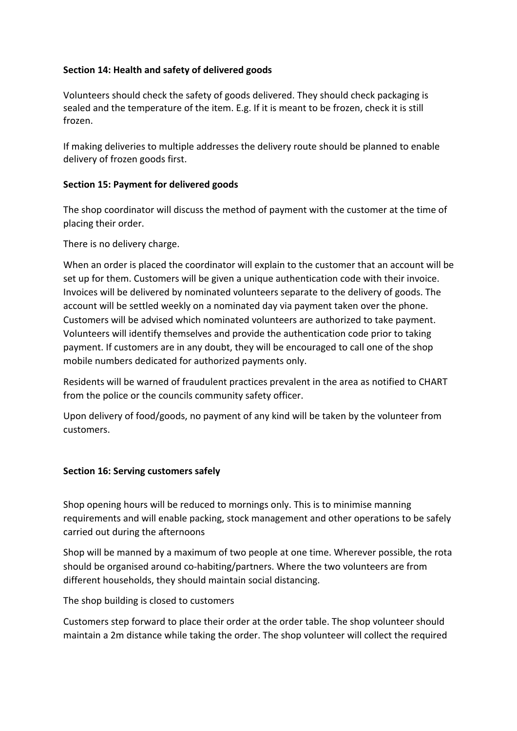**Section 14: Health and safety of delivered goods**

Volunteers should check the safety of goods delivered. They should check packaging is sealed and the temperature of the item. E.g. If it is meant to be frozen, check it is still frozen.

If making deliveries to multiple addresses the delivery route should be planned to enable delivery of frozen goods first.

**Section 15: Payment for delivered goods**

The shop coordinator will discuss the method of payment with the customer at the time of placing their order.

There is no delivery charge.

When an order is placed the coordinator will explain to the customer that an account will be set up for them. Customers will be given a unique authentication code with their invoice. Invoices will be delivered by nominated volunteers separate to the delivery of goods. The account will be settled weekly on a nominated day via payment taken over the phone. Customers will be advised which nominated volunteers are authorized to take payment. Volunteers will identify themselves and provide the authentication code prior to taking payment. If customers are in any doubt, they will be encouraged to call one of the shop mobile numbers dedicated for authorized payments only.

Residents will be warned of fraudulent practices prevalent in the area as notified to CHART from the police or the councils community safety officer.

Upon delivery of food/goods, no payment of any kind will be taken by the volunteer from customers.

**Section 16: Serving customers safely**

Shop opening hours will be reduced to mornings only. This is to minimise manning requirements and will enable packing, stock management and other operations to be safely carried out during the afternoons

Shop will be manned by a maximum of two people at one time. Wherever possible, the rota should be organised around co-habiting/partners. Where the two volunteers are from different households, they should maintain social distancing.

The shop building is closed to customers

Customers step forward to place their order at the order table. The shop volunteer should maintain a 2m distance while taking the order. The shop volunteer will collect the required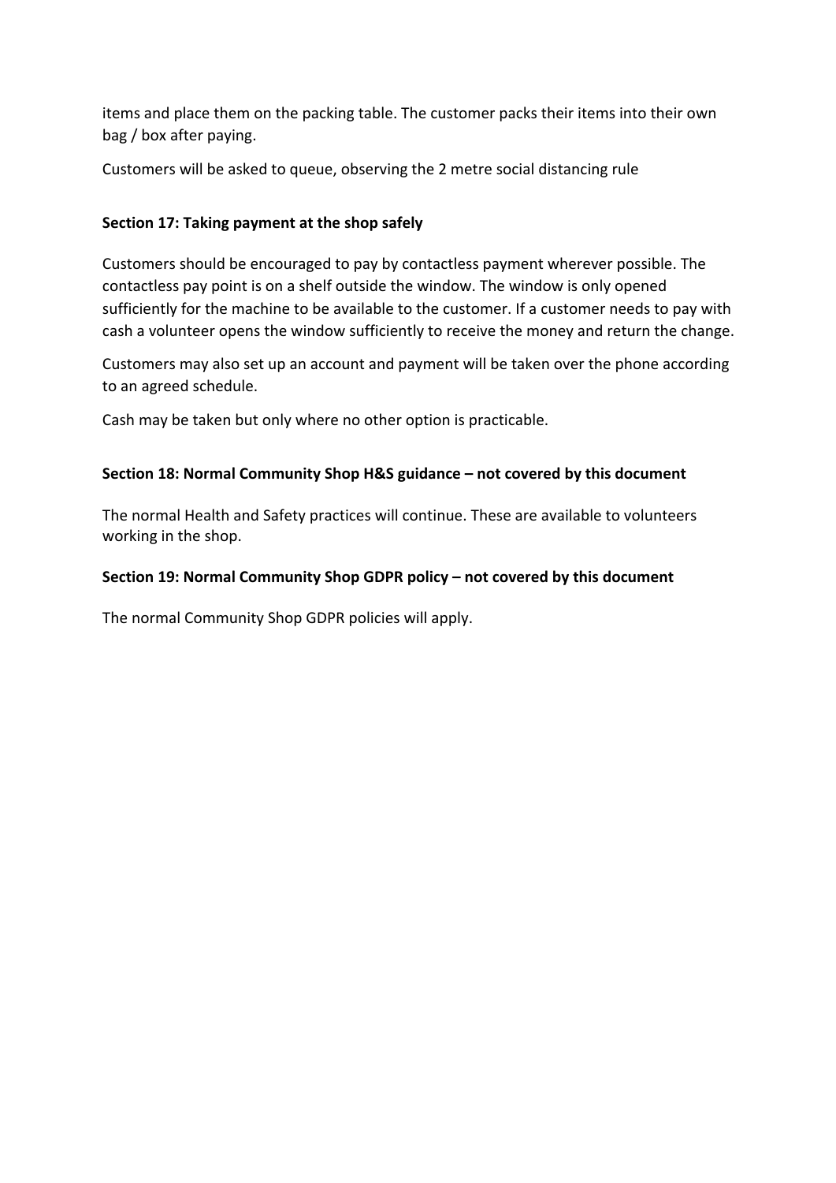items and place them on the packing table. The customer packs their items into their own bag / box after paying.

Customers will be asked to queue, observing the 2 metre social distancing rule

**Section 17: Taking payment at the shop safely**

Customers should be encouraged to pay by contactless payment wherever possible. The contactless pay point is on a shelf outside the window. The window is only opened sufficiently for the machine to be available to the customer. If a customer needs to pay with cash a volunteer opens the window sufficiently to receive the money and return the change.

Customers may also set up an account and payment will be taken over the phone according to an agreed schedule.

Cash may be taken but only where no other option is practicable.

**Section 18: Normal Community Shop H&S guidance – not covered by this document**

The normal Health and Safety practices will continue. These are available to volunteers working in the shop.

**Section 19: Normal Community Shop GDPR policy – not covered by this document**

The normal Community Shop GDPR policies will apply.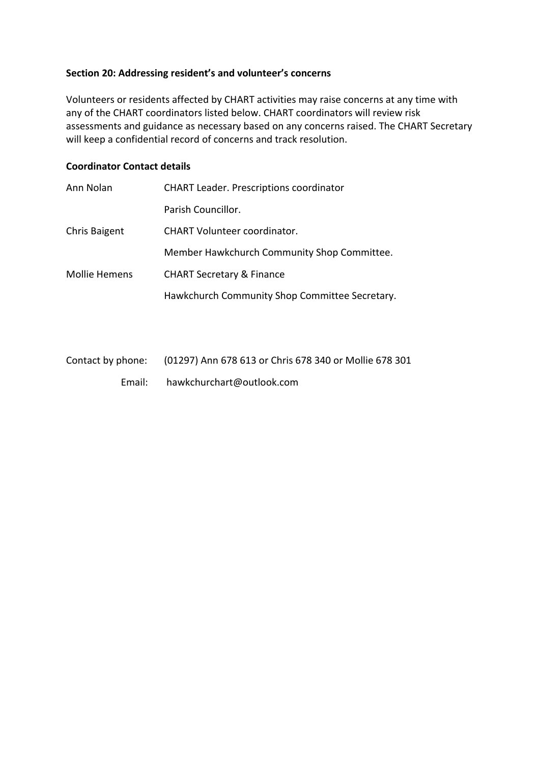**Section 20: Addressing resident's and volunteer's concerns**

Volunteers or residents affected by CHART activities may raise concerns at any time with any of the CHART coordinators listed below. CHART coordinators will review risk assessments and guidance as necessary based on any concerns raised. The CHART Secretary will keep a confidential record of concerns and track resolution.

**Coordinator Contact details**

| | |
|---|---|
| Ann Nolan | CHART Leader. Prescriptions coordinator |
| | Parish Councillor. |
| Chris Baigent | CHART Volunteer coordinator. |
| | Member Hawkchurch Community Shop Committee. |
| Mollie Hemens | CHART Secretary & Finance |
| | Hawkchurch Community Shop Committee Secretary. |

Contact by phone: (01297) Ann 678 613 or Chris 678 340 or Mollie 678 301

Email: hawkchurchart@outlook.com